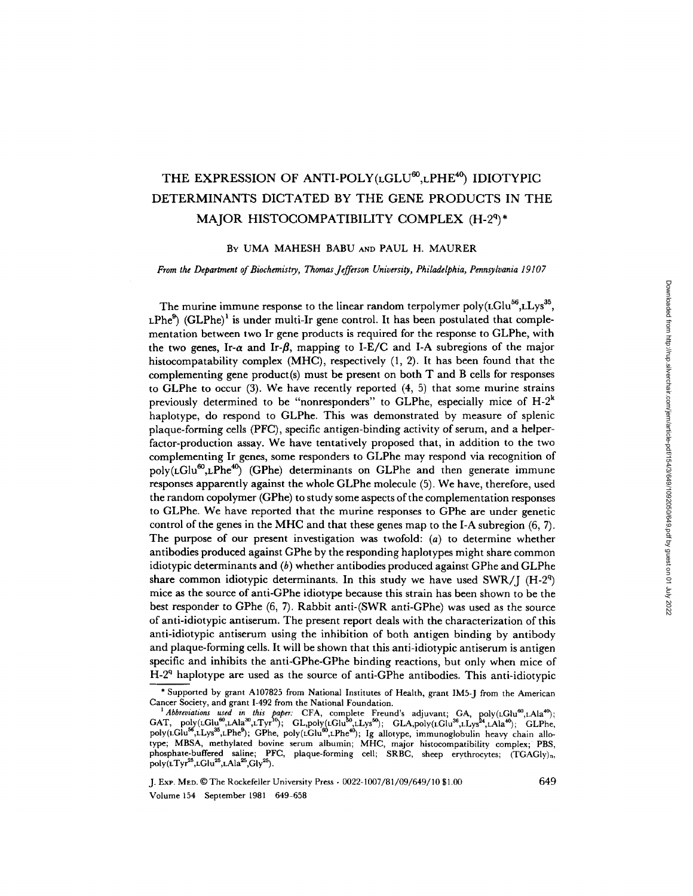# THE EXPRESSION OF ANTI-POLY(LGLU$^{60}$,LPHE$^{40}$) IDIOTYPIC DETERMINANTS DICTATED BY THE GENE PRODUCTS IN THE MAJOR HISTOCOMPATIBILITY COMPLEX (H-2$^{q}$)*

By UMA MAHESH BABU AND PAUL H. MAURER

*From the Department of Biochemistry, Thomas Jefferson University, Philadelphia, Pennsylvania 19107*

The murine immune response to the linear random terpolymer poly(LGlu$^{56}$,LLys$^{35}$,LPhe$^{9}$) (GLPhe)[1] is under multi-Ir gene control. It has been postulated that complementation between two Ir gene products is required for the response to GLPhe, with the two genes, Ir-$\alpha$ and Ir-$\beta$, mapping to I-E/C and I-A subregions of the major histocompatability complex (MHC), respectively (1, 2). It has been found that the complementing gene product(s) must be present on both T and B cells for responses to GLPhe to occur (3). We have recently reported (4, 5) that some murine strains previously determined to be "nonresponders" to GLPhe, especially mice of H-2$^{k}$ haplotype, do respond to GLPhe. This was demonstrated by measure of splenic plaque-forming cells (PFC), specific antigen-binding activity of serum, and a helper-factor-production assay. We have tentatively proposed that, in addition to the two complementing Ir genes, some responders to GLPhe may respond via recognition of poly(LGlu$^{60}$,LPhe$^{40}$) (GPhe) determinants on GLPhe and then generate immune responses apparently against the whole GLPhe molecule (5). We have, therefore, used the random copolymer (GPhe) to study some aspects of the complementation responses to GLPhe. We have reported that the murine responses to GPhe are under genetic control of the genes in the MHC and that these genes map to the I-A subregion (6, 7). The purpose of our present investigation was twofold: (*a*) to determine whether antibodies produced against GPhe by the responding haplotypes might share common idiotypic determinants and (*b*) whether antibodies produced against GPhe and GLPhe share common idiotypic determinants. In this study we have used SWR/J (H-2$^{q}$) mice as the source of anti-GPhe idiotype because this strain has been shown to be the best responder to GPhe (6, 7). Rabbit anti-(SWR anti-GPhe) was used as the source of anti-idiotypic antiserum. The present report deals with the characterization of this anti-idiotypic antiserum using the inhibition of both antigen binding by antibody and plaque-forming cells. It will be shown that this anti-idiotypic antiserum is antigen specific and inhibits the anti-GPhe-GPhe binding reactions, but only when mice of H-2$^{q}$ haplotype are used as the source of anti-GPhe antibodies. This anti-idiotypic

---

\* Supported by grant AI07825 from National Institutes of Health, grant IM5-J from the American Cancer Society, and grant I-492 from the National Foundation.

[1] *Abbreviations used in this paper:* CFA, complete Freund's adjuvant; GA, poly(LGlu$^{60}$,LAla$^{40}$); GAT, poly(LGlu$^{60}$,LAla$^{30}$,LTyr$^{10}$); GL,poly(LGlu$^{50}$,LLys$^{50}$); GLA,poly(LGlu$^{36}$,LLys$^{24}$,LAla$^{40}$); GLPhe, poly(LGlu$^{56}$,LLys$^{35}$,LPhe$^{9}$); GPhe, poly(LGlu$^{60}$,LPhe$^{40}$); Ig allotype, immunoglobulin heavy chain allotype; MBSA, methylated bovine serum albumin; MHC, major histocompatibility complex; PBS, phosphate-buffered saline; PFC, plaque-forming cell; SRBC, sheep erythrocytes; (TGAGly)$_{n}$, poly(LTyr$^{25}$,LGlu$^{25}$,LAla$^{25}$,Gly$^{25}$).

J. Exp. Med. © The Rockefeller University Press · 0022-1007/81/09/649/10 $1.00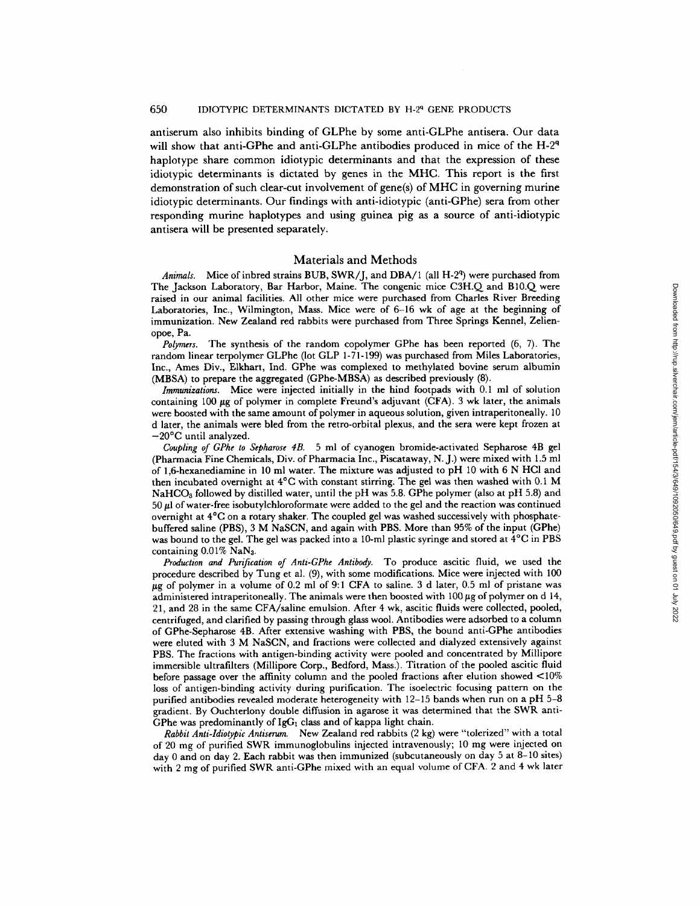antiserum also inhibits binding of GLPhe by some anti-GLPhe antisera. Our data will show that anti-GPhe and anti-GLPhe antibodies produced in mice of the H-2[q] haplotype share common idiotypic determinants and that the expression of these idiotypic determinants is dictated by genes in the MHC. This report is the first demonstration of such clear-cut involvement of gene(s) of MHC in governing murine idiotypic determinants. Our findings with anti-idiotypic (anti-GPhe) sera from other responding murine haplotypes and using guinea pig as a source of anti-idiotypic antisera will be presented separately.

## Materials and Methods

*Animals.* Mice of inbred strains BUB, SWR/J, and DBA/1 (all H-2[q]) were purchased from The Jackson Laboratory, Bar Harbor, Maine. The congenic mice C3H.Q and B10.Q were raised in our animal facilities. All other mice were purchased from Charles River Breeding Laboratories, Inc., Wilmington, Mass. Mice were of 6-16 wk of age at the beginning of immunization. New Zealand red rabbits were purchased from Three Springs Kennel, Zelienopoe, Pa.

*Polymers.* The synthesis of the random copolymer GPhe has been reported (6, 7). The random linear terpolymer GLPhe (lot GLP 1-71-199) was purchased from Miles Laboratories, Inc., Ames Div., Elkhart, Ind. GPhe was complexed to methylated bovine serum albumin (MBSA) to prepare the aggregated (GPhe-MBSA) as described previously (8).

*Immunizations.* Mice were injected initially in the hind footpads with 0.1 ml of solution containing 100 μg of polymer in complete Freund's adjuvant (CFA). 3 wk later, the animals were boosted with the same amount of polymer in aqueous solution, given intraperitoneally. 10 d later, the animals were bled from the retro-orbital plexus, and the sera were kept frozen at −20°C until analyzed.

*Coupling of GPhe to Sepharose 4B.* 5 ml of cyanogen bromide-activated Sepharose 4B gel (Pharmacia Fine Chemicals, Div. of Pharmacia Inc., Piscataway, N. J.) were mixed with 1.5 ml of 1,6-hexanediamine in 10 ml water. The mixture was adjusted to pH 10 with 6 N HCl and then incubated overnight at 4°C with constant stirring. The gel was then washed with 0.1 M $NaHCO_3$ followed by distilled water, until the pH was 5.8. GPhe polymer (also at pH 5.8) and 50 μl of water-free isobutylchloroformate were added to the gel and the reaction was continued overnight at 4°C on a rotary shaker. The coupled gel was washed successively with phosphate-buffered saline (PBS), 3 M NaSCN, and again with PBS. More than 95% of the input (GPhe) was bound to the gel. The gel was packed into a 10-ml plastic syringe and stored at 4°C in PBS containing 0.01% $NaN_3$.

*Production and Purification of Anti-GPhe Antibody.* To produce ascitic fluid, we used the procedure described by Tung et al. (9), with some modifications. Mice were injected with 100 μg of polymer in a volume of 0.2 ml of 9:1 CFA to saline. 3 d later, 0.5 ml of pristane was administered intraperitoneally. The animals were then boosted with 100 μg of polymer on d 14, 21, and 28 in the same CFA/saline emulsion. After 4 wk, ascitic fluids were collected, pooled, centrifuged, and clarified by passing through glass wool. Antibodies were adsorbed to a column of GPhe-Sepharose 4B. After extensive washing with PBS, the bound anti-GPhe antibodies were eluted with 3 M NaSCN, and fractions were collected and dialyzed extensively against PBS. The fractions with antigen-binding activity were pooled and concentrated by Millipore immersible ultrafilters (Millipore Corp., Bedford, Mass.). Titration of the pooled ascitic fluid before passage over the affinity column and the pooled fractions after elution showed <10% loss of antigen-binding activity during purification. The isoelectric focusing pattern on the purified antibodies revealed moderate heterogeneity with 12-15 bands when run on a pH 5-8 gradient. By Ouchterlony double diffusion in agarose it was determined that the SWR anti-GPhe was predominantly of $IgG_1$ class and of kappa light chain.

*Rabbit Anti-Idiotypic Antiserum.* New Zealand red rabbits (2 kg) were "tolerized" with a total of 20 mg of purified SWR immunoglobulins injected intravenously; 10 mg were injected on day 0 and on day 2. Each rabbit was then immunized (subcutaneously on day 5 at 8-10 sites) with 2 mg of purified SWR anti-GPhe mixed with an equal volume of CFA. 2 and 4 wk later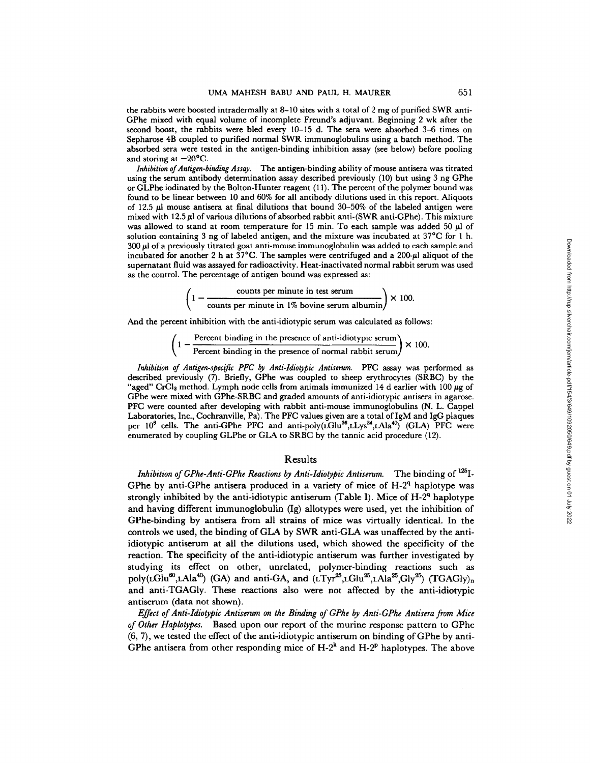the rabbits were boosted intradermally at 8–10 sites with a total of 2 mg of purified SWR anti-GPhe mixed with equal volume of incomplete Freund's adjuvant. Beginning 2 wk after the second boost, the rabbits were bled every 10–15 d. The sera were absorbed 3–6 times on Sepharose 4B coupled to purified normal SWR immunoglobulins using a batch method. The absorbed sera were tested in the antigen-binding inhibition assay (see below) before pooling and storing at $-20°C$.

*Inhibition of Antigen-binding Assay.* The antigen-binding ability of mouse antisera was titrated using the serum antibody determination assay described previously (10) but using 3 ng GPhe or GLPhe iodinated by the Bolton-Hunter reagent (11). The percent of the polymer bound was found to be linear between 10 and 60% for all antibody dilutions used in this report. Aliquots of 12.5 μl mouse antisera at final dilutions that bound 30–50% of the labeled antigen were mixed with 12.5 μl of various dilutions of absorbed rabbit anti-(SWR anti-GPhe). This mixture was allowed to stand at room temperature for 15 min. To each sample was added 50 μl of solution containing 3 ng of labeled antigen, and the mixture was incubated at 37°C for 1 h. 300 μl of a previously titrated goat anti-mouse immunoglobulin was added to each sample and incubated for another 2 h at 37°C. The samples were centrifuged and a 200-μl aliquot of the supernatant fluid was assayed for radioactivity. Heat-inactivated normal rabbit serum was used as the control. The percentage of antigen bound was expressed as:

$$\left(1 - \frac{\text{counts per minute in test serum}}{\text{counts per minute in 1\% bovine serum albumin}}\right) \times 100.$$

And the percent inhibition with the anti-idiotypic serum was calculated as follows:

$$\left(1 - \frac{\text{Percent binding in the presence of anti-idiotypic serum}}{\text{Percent binding in the presence of normal rabbit serum}}\right) \times 100.$$

*Inhibition of Antigen-specific PFC by Anti-Idiotypic Antiserum.* PFC assay was performed as described previously (7). Briefly, GPhe was coupled to sheep erythrocytes (SRBC) by the "aged" $CrCl_3$ method. Lymph node cells from animals immunized 14 d earlier with 100 μg of GPhe were mixed with GPhe-SRBC and graded amounts of anti-idiotypic antisera in agarose. PFC were counted after developing with rabbit anti-mouse immunoglobulins (N. L. Cappel Laboratories, Inc., Cochranville, Pa). The PFC values given are a total of IgM and IgG plaques per $10^6$ cells. The anti-GPhe PFC and anti-poly(LGlu$^{36}$,LLys$^{24}$,LAla$^{40}$) (GLA) PFC were enumerated by coupling GLPhe or GLA to SRBC by the tannic acid procedure (12).

## Results

*Inhibition of GPhe-Anti-GPhe Reactions by Anti-Idiotypic Antiserum.* The binding of $^{125}$I-GPhe by anti-GPhe antisera produced in a variety of mice of H-2$^q$ haplotype was strongly inhibited by the anti-idiotypic antiserum (Table I). Mice of H-2$^q$ haplotype and having different immunoglobulin (Ig) allotypes were used, yet the inhibition of GPhe-binding by antisera from all strains of mice was virtually identical. In the controls we used, the binding of GLA by SWR anti-GLA was unaffected by the anti-idiotypic antiserum at all the dilutions used, which showed the specificity of the reaction. The specificity of the anti-idiotypic antiserum was further investigated by studying its effect on other, unrelated, polymer-binding reactions such as poly(LGlu$^{60}$,LAla$^{40}$) (GA) and anti-GA, and (LTyr$^{25}$,LGlu$^{25}$,LAla$^{25}$,Gly$^{25}$) (TGAGly)$_n$ and anti-TGAGly. These reactions also were not affected by the anti-idiotypic antiserum (data not shown).

*Effect of Anti-Idiotypic Antiserum on the Binding of GPhe by Anti-GPhe Antisera from Mice of Other Haplotypes.* Based upon our report of the murine response pattern to GPhe (6, 7), we tested the effect of the anti-idiotypic antiserum on binding of GPhe by anti-GPhe antisera from other responding mice of H-2$^k$ and H-2$^p$ haplotypes. The above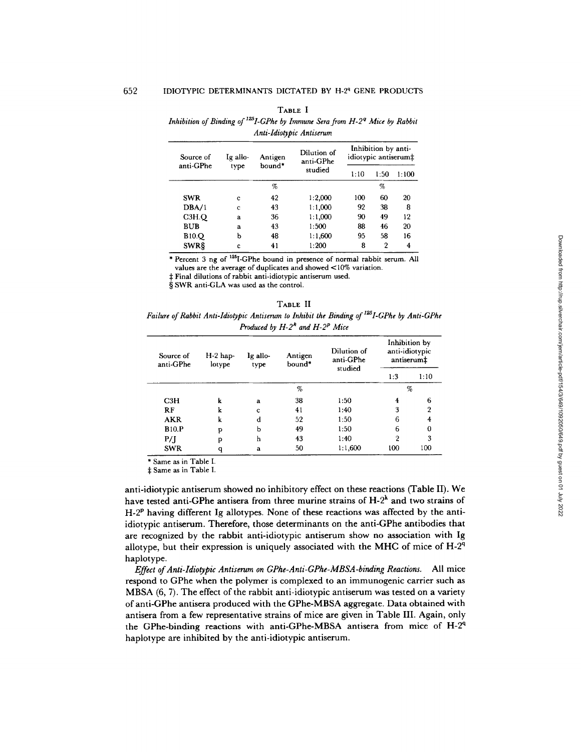TABLE I

*Inhibition of Binding of $^{125}$I-GPhe by Immune Sera from H-2$^{q}$ Mice by Rabbit Anti-Idiotypic Antiserum*

| Source of anti-GPhe | Ig allotype | Antigen bound* | Dilution of anti-GPhe studied | Inhibition by anti-idiotypic antiserum‡ | | |
|---|---|---|---|---|---|---|
| | | | | 1:10 | 1:50 | 1:100 |
| | | % | | % | | |
| SWR | c | 42 | 1:2,000 | 100 | 60 | 20 |
| DBA/1 | c | 43 | 1:1,000 | 92 | 38 | 8 |
| C3H.Q | a | 36 | 1:1,000 | 90 | 49 | 12 |
| BUB | a | 43 | 1:500 | 88 | 46 | 20 |
| B10.Q | b | 48 | 1:1,600 | 95 | 58 | 16 |
| SWR§ | c | 41 | 1:200 | 8 | 2 | 4 |

\* Percent 3 ng of $^{125}$I-GPhe bound in presence of normal rabbit serum. All values are the average of duplicates and showed <10% variation.

‡ Final dilutions of rabbit anti-idiotypic antiserum used.

§ SWR anti-GLA was used as the control.

TABLE II

*Failure of Rabbit Anti-Idiotypic Antiserum to Inhibit the Binding of $^{125}$I-GPhe by Anti-GPhe Produced by H-2$^{k}$ and H-2$^{p}$ Mice*

| Source of anti-GPhe | H-2 haplotype | Ig allotype | Antigen bound* | Dilution of anti-GPhe studied | Inhibition by anti-idiotypic antiserum‡ | |
|---|---|---|---|---|---|---|
| | | | | | 1:3 | 1:10 |
| | | | % | | % | |
| C3H | k | a | 38 | 1:50 | 4 | 6 |
| RF | k | c | 41 | 1:40 | 3 | 2 |
| AKR | k | d | 52 | 1:50 | 6 | 4 |
| B10.P | p | b | 49 | 1:50 | 6 | 0 |
| P/J | p | h | 43 | 1:40 | 2 | 3 |
| SWR | q | a | 50 | 1:1,600 | 100 | 100 |

\* Same as in Table I.

‡ Same as in Table I.

anti-idiotypic antiserum showed no inhibitory effect on these reactions (Table II). We have tested anti-GPhe antisera from three murine strains of H-2$^{k}$ and two strains of H-2$^{p}$ having different Ig allotypes. None of these reactions was affected by the anti-idiotypic antiserum. Therefore, those determinants on the anti-GPhe antibodies that are recognized by the rabbit anti-idiotypic antiserum show no association with Ig allotype, but their expression is uniquely associated with the MHC of mice of H-2$^{q}$ haplotype.

*Effect of Anti-Idiotypic Antiserum on GPhe-Anti-GPhe-MBSA-binding Reactions.* All mice respond to GPhe when the polymer is complexed to an immunogenic carrier such as MBSA (6, 7). The effect of the rabbit anti-idiotypic antiserum was tested on a variety of anti-GPhe antisera produced with the GPhe-MBSA aggregate. Data obtained with antisera from a few representative strains of mice are given in Table III. Again, only the GPhe-binding reactions with anti-GPhe-MBSA antisera from mice of H-2$^{q}$ haplotype are inhibited by the anti-idiotypic antiserum.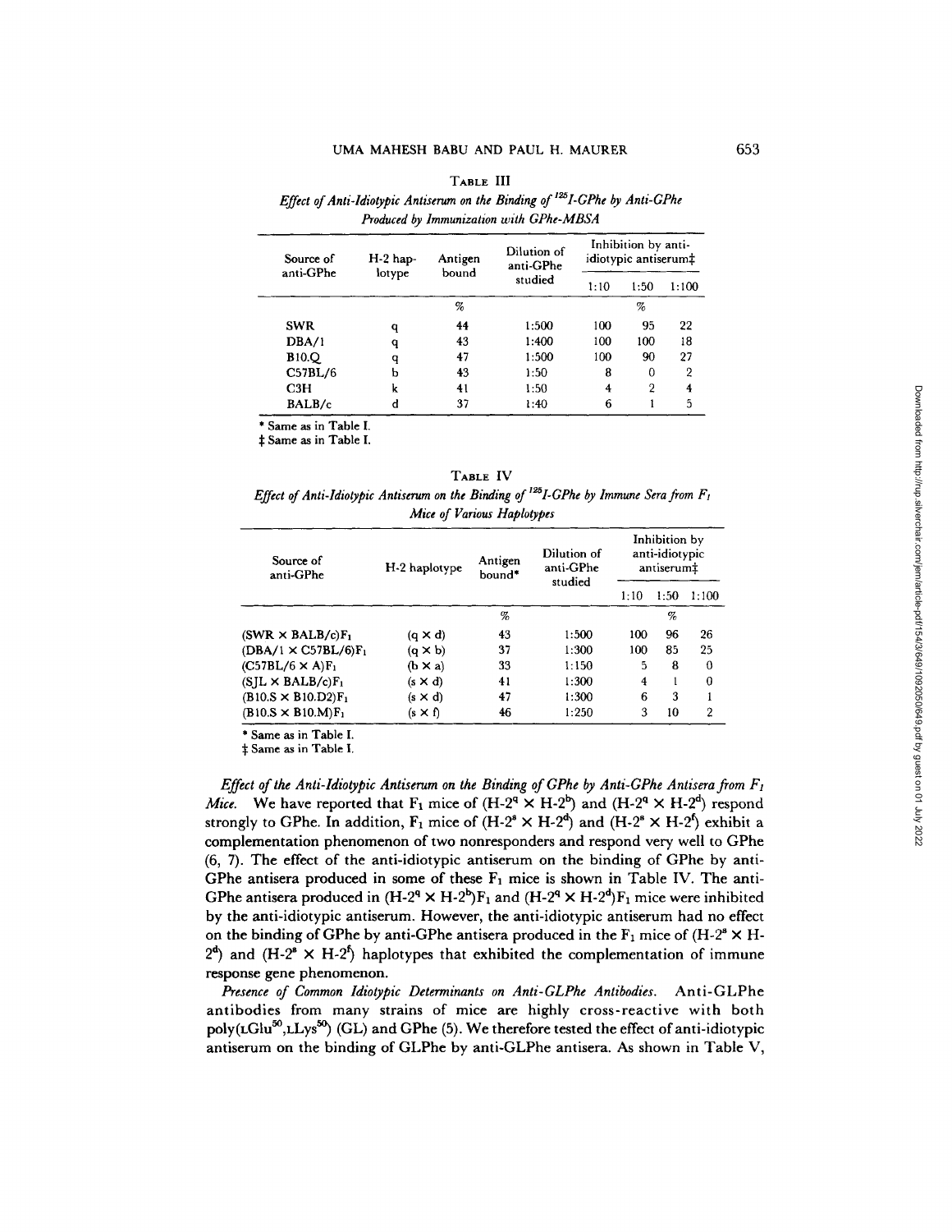TABLE III

*Effect of Anti-Idiotypic Antiserum on the Binding of $^{125}$I-GPhe by Anti-GPhe Produced by Immunization with GPhe-MBSA*

| Source of anti-GPhe | H-2 haplotype | Antigen bound | Dilution of anti-GPhe studied | Inhibition by anti-idiotypic antiserum‡ | | |
|---|---|---|---|---|---|---|
| | | | | 1:10 | 1:50 | 1:100 |
| | | % | | | % | |
| SWR | q | 44 | 1:500 | 100 | 95 | 22 |
| DBA/1 | q | 43 | 1:400 | 100 | 100 | 18 |
| B10.Q | q | 47 | 1:500 | 100 | 90 | 27 |
| C57BL/6 | b | 43 | 1:50 | 8 | 0 | 2 |
| C3H | k | 41 | 1:50 | 4 | 2 | 4 |
| BALB/c | d | 37 | 1:40 | 6 | 1 | 5 |

\* Same as in Table I.
‡ Same as in Table I.

TABLE IV

*Effect of Anti-Idiotypic Antiserum on the Binding of $^{125}$I-GPhe by Immune Sera from $F_1$ Mice of Various Haplotypes*

| Source of anti-GPhe | H-2 haplotype | Antigen bound* | Dilution of anti-GPhe studied | Inhibition by anti-idiotypic antiserum‡ | | |
|---|---|---|---|---|---|---|
| | | | | 1:10 | 1:50 | 1:100 |
| | | % | | | % | |
| (SWR × BALB/c)$F_1$ | (q × d) | 43 | 1:500 | 100 | 96 | 26 |
| (DBA/1 × C57BL/6)$F_1$ | (q × b) | 37 | 1:300 | 100 | 85 | 25 |
| (C57BL/6 × A)$F_1$ | (b × a) | 33 | 1:150 | 5 | 8 | 0 |
| (SJL × BALB/c)$F_1$ | (s × d) | 41 | 1:300 | 4 | 1 | 0 |
| (B10.S × B10.D2)$F_1$ | (s × d) | 47 | 1:300 | 6 | 3 | 1 |
| (B10.S × B10.M)$F_1$ | (s × f) | 46 | 1:250 | 3 | 10 | 2 |

\* Same as in Table I.
‡ Same as in Table I.

*Effect of the Anti-Idiotypic Antiserum on the Binding of GPhe by Anti-GPhe Antisera from $F_1$ Mice.* We have reported that $F_1$ mice of (H-$2^q$ × H-$2^b$) and (H-$2^q$ × H-$2^d$) respond strongly to GPhe. In addition, $F_1$ mice of (H-$2^s$ × H-$2^d$) and (H-$2^s$ × H-$2^f$) exhibit a complementation phenomenon of two nonresponders and respond very well to GPhe (6, 7). The effect of the anti-idiotypic antiserum on the binding of GPhe by anti-GPhe antisera produced in some of these $F_1$ mice is shown in Table IV. The anti-GPhe antisera produced in (H-$2^q$ × H-$2^b$)$F_1$ and (H-$2^q$ × H-$2^d$)$F_1$ mice were inhibited by the anti-idiotypic antiserum. However, the anti-idiotypic antiserum had no effect on the binding of GPhe by anti-GPhe antisera produced in the $F_1$ mice of (H-$2^s$ × H-$2^d$) and (H-$2^s$ × H-$2^f$) haplotypes that exhibited the complementation of immune response gene phenomenon.

*Presence of Common Idiotypic Determinants on Anti-GLPhe Antibodies.* Anti-GLPhe antibodies from many strains of mice are highly cross-reactive with both poly(LGlu$^{50}$,LLys$^{50}$) (GL) and GPhe (5). We therefore tested the effect of anti-idiotypic antiserum on the binding of GLPhe by anti-GLPhe antisera. As shown in Table V,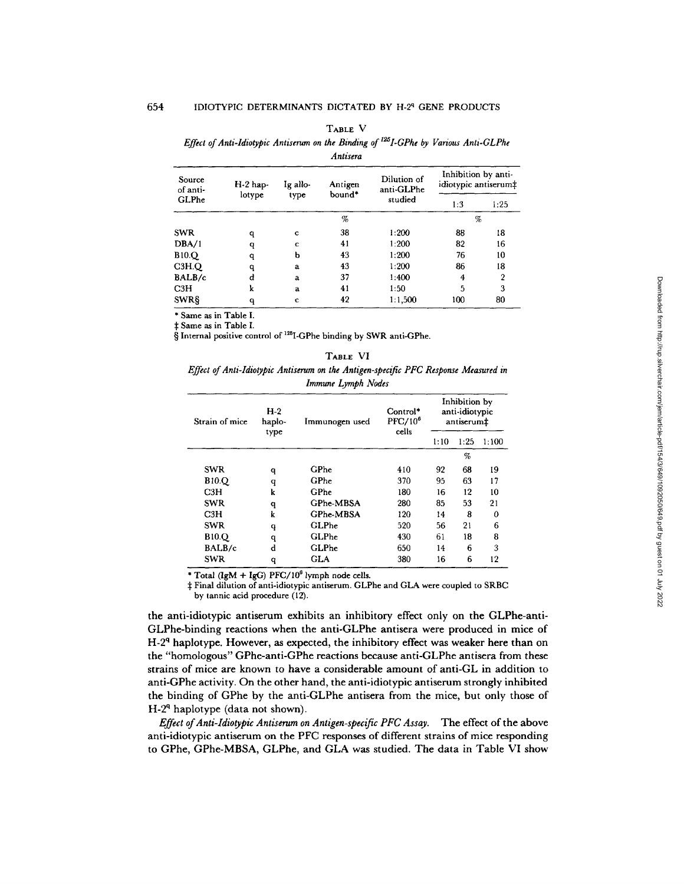TABLE V

*Effect of Anti-Idiotypic Antiserum on the Binding of $^{125}$I-GPhe by Various Anti-GLPhe Antisera*

| Source of anti-GLPhe | H-2 haplotype | Ig allotype | Antigen bound* | Dilution of anti-GLPhe studied | Inhibition by anti-idiotypic antiserum‡ | |
|---|---|---|---|---|---|---|
| | | | | | 1:3 | 1:25 |
| | | | % | | % | |
| SWR | q | c | 38 | 1:200 | 88 | 18 |
| DBA/1 | q | c | 41 | 1:200 | 82 | 16 |
| B10.Q | q | b | 43 | 1:200 | 76 | 10 |
| C3H.Q | q | a | 43 | 1:200 | 86 | 18 |
| BALB/c | d | a | 37 | 1:400 | 4 | 2 |
| C3H | k | a | 41 | 1:50 | 5 | 3 |
| SWR§ | q | c | 42 | 1:1,500 | 100 | 80 |

\* Same as in Table I.

‡ Same as in Table I.

§ Internal positive control of $^{125}$I-GPhe binding by SWR anti-GPhe.

TABLE VI

*Effect of Anti-Idiotypic Antiserum on the Antigen-specific PFC Response Measured in Immune Lymph Nodes*

| Strain of mice | H-2 haplotype | Immunogen used | Control* PFC/$10^6$ cells | Inhibition by anti-idiotypic antiserum‡ | | |
|---|---|---|---|---|---|---|
| | | | | 1:10 | 1:25 | 1:100 |
| | | | | | % | |
| SWR | q | GPhe | 410 | 92 | 68 | 19 |
| B10.Q | q | GPhe | 370 | 95 | 63 | 17 |
| C3H | k | GPhe | 180 | 16 | 12 | 10 |
| SWR | q | GPhe-MBSA | 280 | 85 | 53 | 21 |
| C3H | k | GPhe-MBSA | 120 | 14 | 8 | 0 |
| SWR | q | GLPhe | 520 | 56 | 21 | 6 |
| B10.Q | q | GLPhe | 430 | 61 | 18 | 8 |
| BALB/c | d | GLPhe | 650 | 14 | 6 | 3 |
| SWR | q | GLA | 380 | 16 | 6 | 12 |

\* Total (IgM + IgG) PFC/$10^6$ lymph node cells.

‡ Final dilution of anti-idiotypic antiserum. GLPhe and GLA were coupled to SRBC by tannic acid procedure (12).

the anti-idiotypic antiserum exhibits an inhibitory effect only on the GLPhe-anti-GLPhe-binding reactions when the anti-GLPhe antisera were produced in mice of H-2$^q$ haplotype. However, as expected, the inhibitory effect was weaker here than on the "homologous" GPhe-anti-GPhe reactions because anti-GLPhe antisera from these strains of mice are known to have a considerable amount of anti-GL in addition to anti-GPhe activity. On the other hand, the anti-idiotypic antiserum strongly inhibited the binding of GPhe by the anti-GLPhe antisera from the mice, but only those of H-2$^q$ haplotype (data not shown).

*Effect of Anti-Idiotypic Antiserum on Antigen-specific PFC Assay.* The effect of the above anti-idiotypic antiserum on the PFC responses of different strains of mice responding to GPhe, GPhe-MBSA, GLPhe, and GLA was studied. The data in Table VI show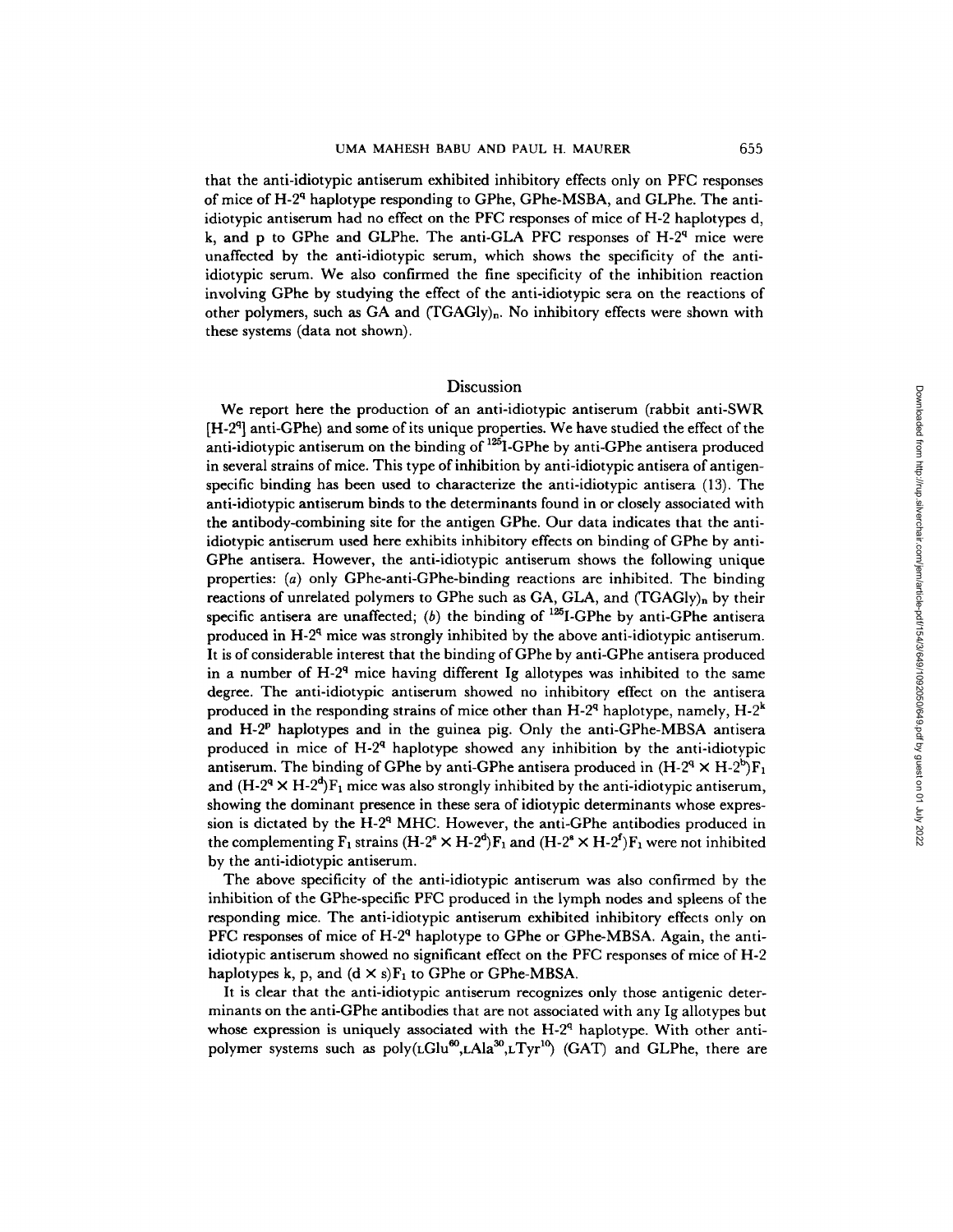that the anti-idiotypic antiserum exhibited inhibitory effects only on PFC responses of mice of H-$2^q$ haplotype responding to GPhe, GPhe-MSBA, and GLPhe. The anti-idiotypic antiserum had no effect on the PFC responses of mice of H-2 haplotypes d, k, and p to GPhe and GLPhe. The anti-GLA PFC responses of H-$2^q$ mice were unaffected by the anti-idiotypic serum, which shows the specificity of the anti-idiotypic serum. We also confirmed the fine specificity of the inhibition reaction involving GPhe by studying the effect of the anti-idiotypic sera on the reactions of other polymers, such as GA and $(TGAGly)_n$. No inhibitory effects were shown with these systems (data not shown).

## Discussion

We report here the production of an anti-idiotypic antiserum (rabbit anti-SWR [H-$2^q$] anti-GPhe) and some of its unique properties. We have studied the effect of the anti-idiotypic antiserum on the binding of $^{125}$I-GPhe by anti-GPhe antisera produced in several strains of mice. This type of inhibition by anti-idiotypic antisera of antigen-specific binding has been used to characterize the anti-idiotypic antisera (13). The anti-idiotypic antiserum binds to the determinants found in or closely associated with the antibody-combining site for the antigen GPhe. Our data indicates that the anti-idiotypic antiserum used here exhibits inhibitory effects on binding of GPhe by anti-GPhe antisera. However, the anti-idiotypic antiserum shows the following unique properties: (*a*) only GPhe-anti-GPhe-binding reactions are inhibited. The binding reactions of unrelated polymers to GPhe such as GA, GLA, and $(TGAGly)_n$ by their specific antisera are unaffected; (*b*) the binding of $^{125}$I-GPhe by anti-GPhe antisera produced in H-$2^q$ mice was strongly inhibited by the above anti-idiotypic antiserum. It is of considerable interest that the binding of GPhe by anti-GPhe antisera produced in a number of H-$2^q$ mice having different Ig allotypes was inhibited to the same degree. The anti-idiotypic antiserum showed no inhibitory effect on the antisera produced in the responding strains of mice other than H-$2^q$ haplotype, namely, H-$2^k$ and H-$2^p$ haplotypes and in the guinea pig. Only the anti-GPhe-MBSA antisera produced in mice of H-$2^q$ haplotype showed any inhibition by the anti-idiotypic antiserum. The binding of GPhe by anti-GPhe antisera produced in (H-$2^q$ × H-$2^b$)$F_1$ and (H-$2^q$ × H-$2^d$)$F_1$ mice was also strongly inhibited by the anti-idiotypic antiserum, showing the dominant presence in these sera of idiotypic determinants whose expression is dictated by the H-$2^q$ MHC. However, the anti-GPhe antibodies produced in the complementing $F_1$ strains (H-$2^s$ × H-$2^d$)$F_1$ and (H-$2^s$ × H-$2^f$)$F_1$ were not inhibited by the anti-idiotypic antiserum.

The above specificity of the anti-idiotypic antiserum was also confirmed by the inhibition of the GPhe-specific PFC produced in the lymph nodes and spleens of the responding mice. The anti-idiotypic antiserum exhibited inhibitory effects only on PFC responses of mice of H-$2^q$ haplotype to GPhe or GPhe-MBSA. Again, the anti-idiotypic antiserum showed no significant effect on the PFC responses of mice of H-2 haplotypes k, p, and (d × s)$F_1$ to GPhe or GPhe-MBSA.

It is clear that the anti-idiotypic antiserum recognizes only those antigenic determinants on the anti-GPhe antibodies that are not associated with any Ig allotypes but whose expression is uniquely associated with the H-$2^q$ haplotype. With other anti-polymer systems such as poly(LGlu$^{60}$,LAla$^{30}$,LTyr$^{10}$) (GAT) and GLPhe, there are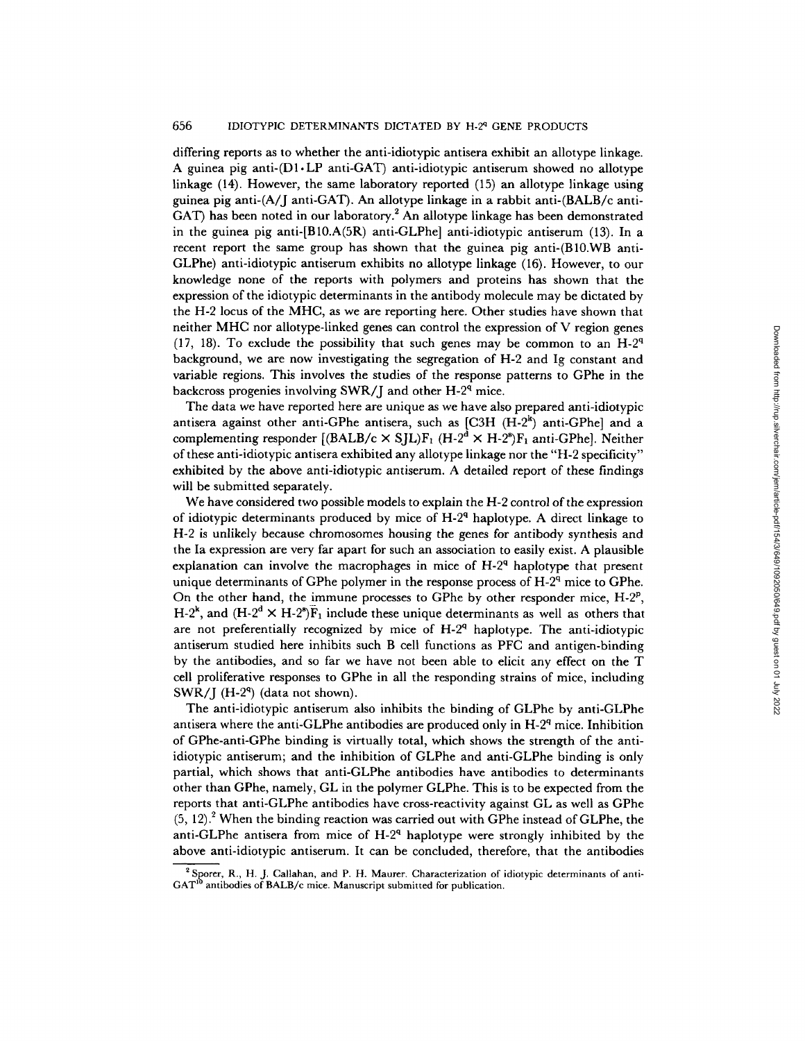differing reports as to whether the anti-idiotypic antisera exhibit an allotype linkage. A guinea pig anti-(D1·LP anti-GAT) anti-idiotypic antiserum showed no allotype linkage (14). However, the same laboratory reported (15) an allotype linkage using guinea pig anti-(A/J anti-GAT). An allotype linkage in a rabbit anti-(BALB/c anti-GAT) has been noted in our laboratory.[2] An allotype linkage has been demonstrated in the guinea pig anti-[B10.A(5R) anti-GLPhe] anti-idiotypic antiserum (13). In a recent report the same group has shown that the guinea pig anti-(B10.WB anti-GLPhe) anti-idiotypic antiserum exhibits no allotype linkage (16). However, to our knowledge none of the reports with polymers and proteins has shown that the expression of the idiotypic determinants in the antibody molecule may be dictated by the H-2 locus of the MHC, as we are reporting here. Other studies have shown that neither MHC nor allotype-linked genes can control the expression of V region genes (17, 18). To exclude the possibility that such genes may be common to an H-$2^q$ background, we are now investigating the segregation of H-2 and Ig constant and variable regions. This involves the studies of the response patterns to GPhe in the backcross progenies involving SWR/J and other H-$2^q$ mice.

The data we have reported here are unique as we have also prepared anti-idiotypic antisera against other anti-GPhe antisera, such as [C3H (H-$2^k$) anti-GPhe] and a complementing responder [(BALB/c × SJL)$F_1$ (H-$2^d$ × H-$2^s$)$F_1$ anti-GPhe]. Neither of these anti-idiotypic antisera exhibited any allotype linkage nor the "H-2 specificity" exhibited by the above anti-idiotypic antiserum. A detailed report of these findings will be submitted separately.

We have considered two possible models to explain the H-2 control of the expression of idiotypic determinants produced by mice of H-$2^q$ haplotype. A direct linkage to H-2 is unlikely because chromosomes housing the genes for antibody synthesis and the Ia expression are very far apart for such an association to easily exist. A plausible explanation can involve the macrophages in mice of H-$2^q$ haplotype that present unique determinants of GPhe polymer in the response process of H-$2^q$ mice to GPhe. On the other hand, the immune processes to GPhe by other responder mice, H-$2^p$, H-$2^k$, and (H-$2^d$ × H-$2^s$)$F_1$ include these unique determinants as well as others that are not preferentially recognized by mice of H-$2^q$ haplotype. The anti-idiotypic antiserum studied here inhibits such B cell functions as PFC and antigen-binding by the antibodies, and so far we have not been able to elicit any effect on the T cell proliferative responses to GPhe in all the responding strains of mice, including SWR/J (H-$2^q$) (data not shown).

The anti-idiotypic antiserum also inhibits the binding of GLPhe by anti-GLPhe antisera where the anti-GLPhe antibodies are produced only in H-$2^q$ mice. Inhibition of GPhe-anti-GPhe binding is virtually total, which shows the strength of the anti-idiotypic antiserum; and the inhibition of GLPhe and anti-GLPhe binding is only partial, which shows that anti-GLPhe antibodies have antibodies to determinants other than GPhe, namely, GL in the polymer GLPhe. This is to be expected from the reports that anti-GLPhe antibodies have cross-reactivity against GL as well as GPhe (5, 12).[2] When the binding reaction was carried out with GPhe instead of GLPhe, the anti-GLPhe antisera from mice of H-$2^q$ haplotype were strongly inhibited by the above anti-idiotypic antiserum. It can be concluded, therefore, that the antibodies

[2] Sporer, R., H. J. Callahan, and P. H. Maurer. Characterization of idiotypic determinants of anti-$GAT^{10}$ antibodies of BALB/c mice. Manuscript submitted for publication.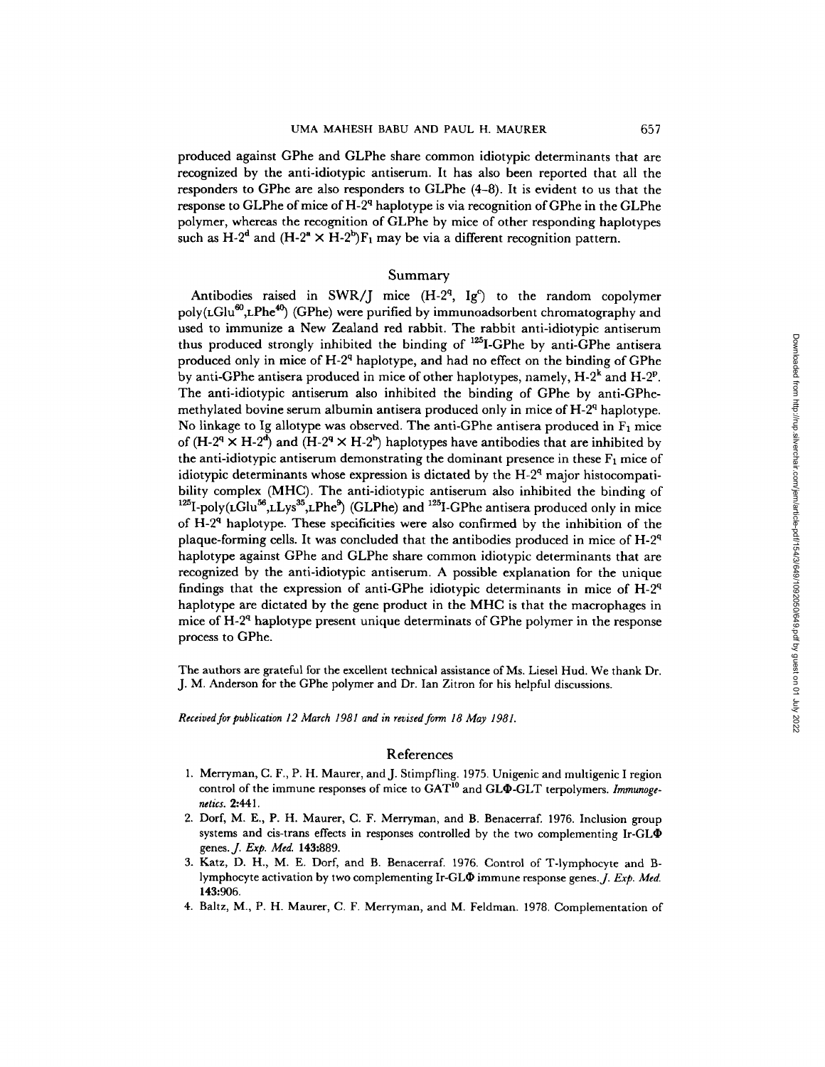produced against GPhe and GLPhe share common idiotypic determinants that are recognized by the anti-idiotypic antiserum. It has also been reported that all the responders to GPhe are also responders to GLPhe (4–8). It is evident to us that the response to GLPhe of mice of H-$2^q$ haplotype is via recognition of GPhe in the GLPhe polymer, whereas the recognition of GLPhe by mice of other responding haplotypes such as H-$2^d$ and (H-$2^a$ × H-$2^b$)$F_1$ may be via a different recognition pattern.

## Summary

Antibodies raised in SWR/J mice (H-$2^q$, $Ig^c$) to the random copolymer poly(LGlu$^{60}$,LPhe$^{40}$) (GPhe) were purified by immunoadsorbent chromatography and used to immunize a New Zealand red rabbit. The rabbit anti-idiotypic antiserum thus produced strongly inhibited the binding of $^{125}$I-GPhe by anti-GPhe antisera produced only in mice of H-$2^q$ haplotype, and had no effect on the binding of GPhe by anti-GPhe antisera produced in mice of other haplotypes, namely, H-$2^k$ and H-$2^p$. The anti-idiotypic antiserum also inhibited the binding of GPhe by anti-GPhe-methylated bovine serum albumin antisera produced only in mice of H-$2^q$ haplotype. No linkage to Ig allotype was observed. The anti-GPhe antisera produced in $F_1$ mice of (H-$2^q$ × H-$2^d$) and (H-$2^q$ × H-$2^b$) haplotypes have antibodies that are inhibited by the anti-idiotypic antiserum demonstrating the dominant presence in these $F_1$ mice of idiotypic determinants whose expression is dictated by the H-$2^q$ major histocompatibility complex (MHC). The anti-idiotypic antiserum also inhibited the binding of $^{125}$I-poly(LGlu$^{56}$,LLys$^{35}$,LPhe$^{9}$) (GLPhe) and $^{125}$I-GPhe antisera produced only in mice of H-$2^q$ haplotype. These specificities were also confirmed by the inhibition of the plaque-forming cells. It was concluded that the antibodies produced in mice of H-$2^q$ haplotype against GPhe and GLPhe share common idiotypic determinants that are recognized by the anti-idiotypic antiserum. A possible explanation for the unique findings that the expression of anti-GPhe idiotypic determinants in mice of H-$2^q$ haplotype are dictated by the gene product in the MHC is that the macrophages in mice of H-$2^q$ haplotype present unique determinats of GPhe polymer in the response process to GPhe.

The authors are grateful for the excellent technical assistance of Ms. Liesel Hud. We thank Dr. J. M. Anderson for the GPhe polymer and Dr. Ian Zitron for his helpful discussions.

*Received for publication 12 March 1981 and in revised form 18 May 1981.*

## References

1. Merryman, C. F., P. H. Maurer, and J. Stimpfling. 1975. Unigenic and multigenic I region control of the immune responses of mice to GAT$^{10}$ and GLΦ-GLT terpolymers. *Immunogenetics.* **2:**441.
2. Dorf, M. E., P. H. Maurer, C. F. Merryman, and B. Benacerraf. 1976. Inclusion group systems and cis-trans effects in responses controlled by the two complementing Ir-GLΦ genes. *J. Exp. Med.* **143:**889.
3. Katz, D. H., M. E. Dorf, and B. Benacerraf. 1976. Control of T-lymphocyte and B-lymphocyte activation by two complementing Ir-GLΦ immune response genes. *J. Exp. Med.* **143:**906.
4. Baltz, M., P. H. Maurer, C. F. Merryman, and M. Feldman. 1978. Complementation of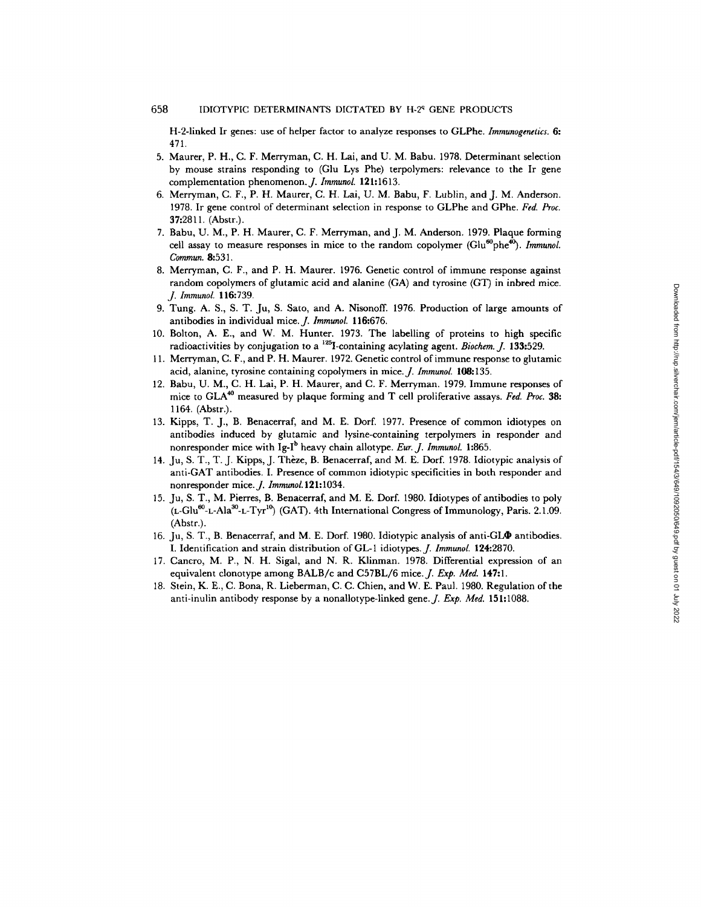H-2-linked Ir genes: use of helper factor to analyze responses to GLPhe. *Immunogenetics.* **6:** 471.

5. Maurer, P. H., C. F. Merryman, C. H. Lai, and U. M. Babu. 1978. Determinant selection by mouse strains responding to (Glu Lys Phe) terpolymers: relevance to the Ir gene complementation phenomenon. *J. Immunol.* **121:**1613.
6. Merryman, C. F., P. H. Maurer, C. H. Lai, U. M. Babu, F. Lublin, and J. M. Anderson. 1978. Ir gene control of determinant selection in response to GLPhe and GPhe. *Fed. Proc.* **37:**2811. (Abstr.).
7. Babu, U. M., P. H. Maurer, C. F. Merryman, and J. M. Anderson. 1979. Plaque forming cell assay to measure responses in mice to the random copolymer ($Glu^{60}phe^{40}$). *Immunol. Commun.* **8:**531.
8. Merryman, C. F., and P. H. Maurer. 1976. Genetic control of immune response against random copolymers of glutamic acid and alanine (GA) and tyrosine (GT) in inbred mice. *J. Immunol.* **116:**739.
9. Tung. A. S., S. T. Ju, S. Sato, and A. Nisonoff. 1976. Production of large amounts of antibodies in individual mice. *J. Immunol.* **116:**676.
10. Bolton, A. E., and W. M. Hunter. 1973. The labelling of proteins to high specific radioactivities by conjugation to a $^{125}$I-containing acylating agent. *Biochem. J.* **133:**529.
11. Merryman, C. F., and P. H. Maurer. 1972. Genetic control of immune response to glutamic acid, alanine, tyrosine containing copolymers in mice. *J. Immunol.* **108:**135.
12. Babu, U. M., C. H. Lai, P. H. Maurer, and C. F. Merryman. 1979. Immune responses of mice to $GLA^{40}$ measured by plaque forming and T cell proliferative assays. *Fed. Proc.* **38:** 1164. (Abstr.).
13. Kipps, T. J., B. Benacerraf, and M. E. Dorf. 1977. Presence of common idiotypes on antibodies induced by glutamic and lysine-containing terpolymers in responder and nonresponder mice with Ig-I$^{b}$ heavy chain allotype. *Eur. J. Immunol.* **1:**865.
14. Ju, S. T., T. J. Kipps, J. Thèze, B. Benacerraf, and M. E. Dorf. 1978. Idiotypic analysis of anti-GAT antibodies. I. Presence of common idiotypic specificities in both responder and nonresponder mice. *J. Immunol.* **121:**1034.
15. Ju, S. T., M. Pierres, B. Benacerraf, and M. E. Dorf. 1980. Idiotypes of antibodies to poly (L-$Glu^{60}$-L-$Ala^{30}$-L-$Tyr^{10}$) (GAT). 4th International Congress of Immunology, Paris. 2.1.09. (Abstr.).
16. Ju, S. T., B. Benacerraf, and M. E. Dorf. 1980. Idiotypic analysis of anti-GLΦ antibodies. I. Identification and strain distribution of GL-1 idiotypes. *J. Immunol.* **124:**2870.
17. Cancro, M. P., N. H. Sigal, and N. R. Klinman. 1978. Differential expression of an equivalent clonotype among BALB/c and C57BL/6 mice. *J. Exp. Med.* **147:**1.
18. Stein, K. E., C. Bona, R. Lieberman, C. C. Chien, and W. E. Paul. 1980. Regulation of the anti-inulin antibody response by a nonallotype-linked gene. *J. Exp. Med.* **151:**1088.